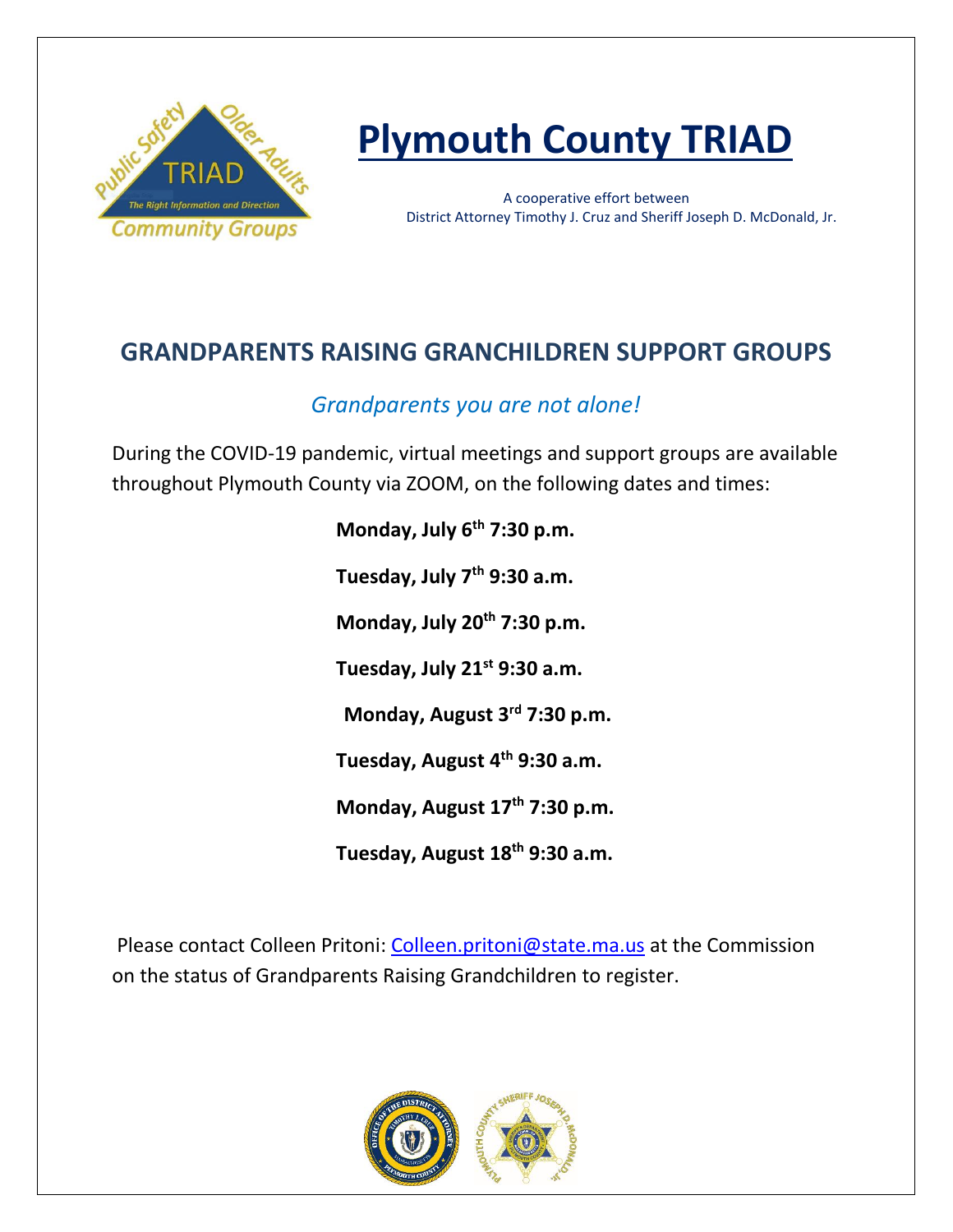# Plymouth County TRIAD

A cooperative effort between
District Attorney Timothy J. Cruz and Sheriff Joseph D. McDonald, Jr.

## GRANDPARENTS RAISING GRANCHILDREN SUPPORT GROUPS

*Grandparents you are not alone!*

During the COVID-19 pandemic, virtual meetings and support groups are available throughout Plymouth County via ZOOM, on the following dates and times:

**Monday, July 6th 7:30 p.m.**

**Tuesday, July 7th 9:30 a.m.**

**Monday, July 20th 7:30 p.m.**

**Tuesday, July 21st 9:30 a.m.**

**Monday, August 3rd 7:30 p.m.**

**Tuesday, August 4th 9:30 a.m.**

**Monday, August 17th 7:30 p.m.**

**Tuesday, August 18th 9:30 a.m.**

Please contact Colleen Pritoni: Colleen.pritoni@state.ma.us at the Commission on the status of Grandparents Raising Grandchildren to register.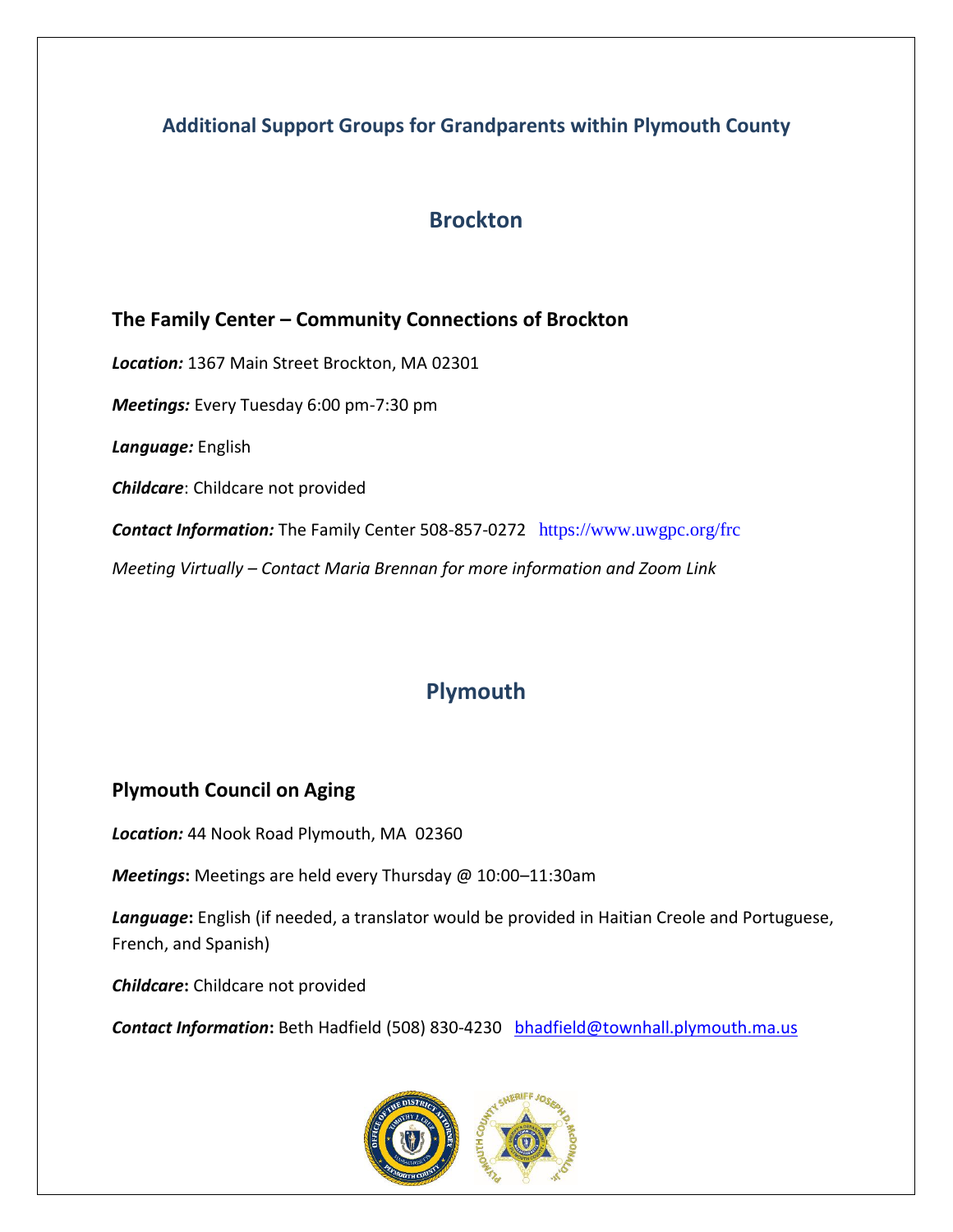## Additional Support Groups for Grandparents within Plymouth County

# Brockton

### The Family Center – Community Connections of Brockton

***Location:*** 1367 Main Street Brockton, MA 02301

***Meetings:*** Every Tuesday 6:00 pm-7:30 pm

***Language:*** English

***Childcare***: Childcare not provided

***Contact Information:*** The Family Center 508-857-0272 https://www.uwgpc.org/frc

*Meeting Virtually – Contact Maria Brennan for more information and Zoom Link*

# Plymouth

### Plymouth Council on Aging

***Location:*** 44 Nook Road Plymouth, MA 02360

***Meetings*****:** Meetings are held every Thursday @ 10:00–11:30am

***Language*****:** English (if needed, a translator would be provided in Haitian Creole and Portuguese, French, and Spanish)

***Childcare*****:** Childcare not provided

***Contact Information*****:** Beth Hadfield (508) 830-4230 bhadfield@townhall.plymouth.ma.us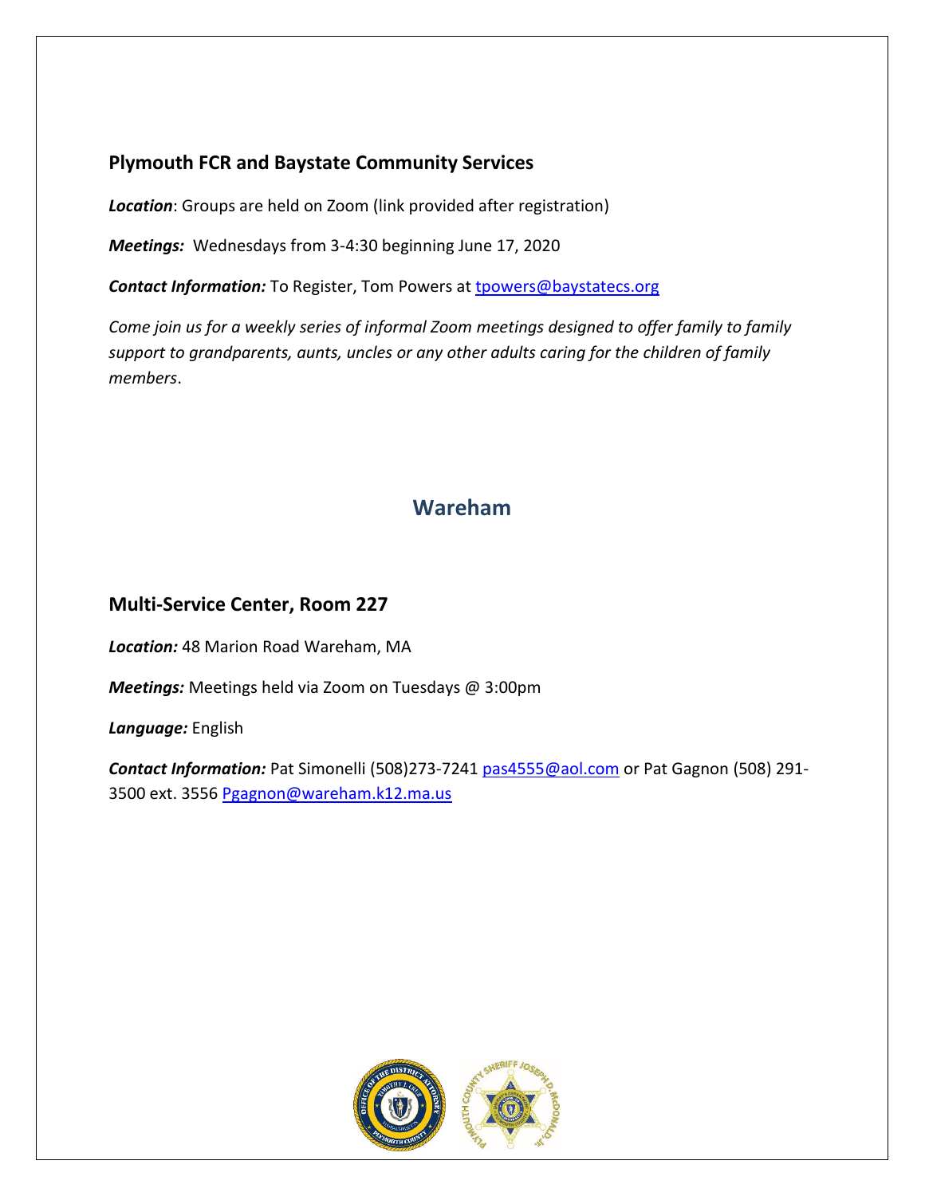### Plymouth FCR and Baystate Community Services

***Location***: Groups are held on Zoom (link provided after registration)

***Meetings:*** Wednesdays from 3-4:30 beginning June 17, 2020

***Contact Information:*** To Register, Tom Powers at tpowers@baystatecs.org

*Come join us for a weekly series of informal Zoom meetings designed to offer family to family support to grandparents, aunts, uncles or any other adults caring for the children of family members*.

## Wareham

### Multi-Service Center, Room 227

***Location:*** 48 Marion Road Wareham, MA

***Meetings:*** Meetings held via Zoom on Tuesdays @ 3:00pm

***Language:*** English

***Contact Information:*** Pat Simonelli (508)273-7241 pas4555@aol.com or Pat Gagnon (508) 291-3500 ext. 3556 Pgagnon@wareham.k12.ma.us